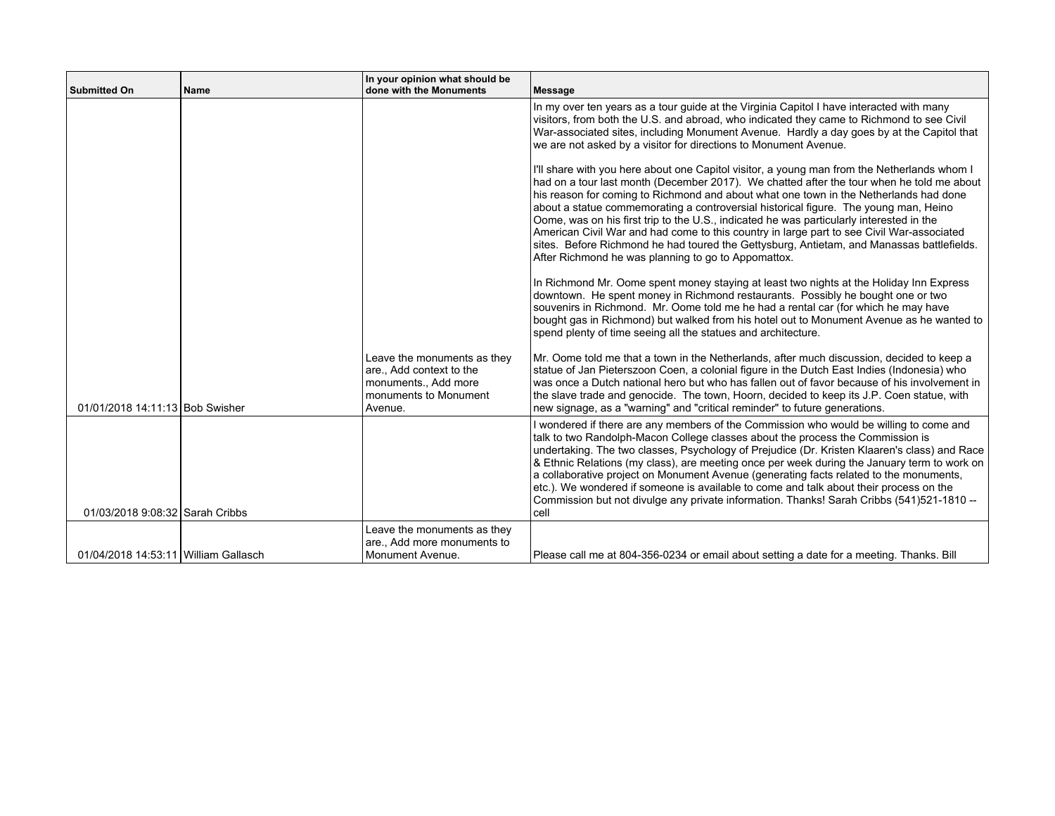| Submitted On | Name | In your opinion what should be done with the Monuments | Message |
| --- | --- | --- | --- |
| 01/01/2018 14:11:13 | Bob Swisher | Leave the monuments as they are., Add context to the monuments., Add more monuments to Monument Avenue. | In my over ten years as a tour guide at the Virginia Capitol I have interacted with many visitors, from both the U.S. and abroad, who indicated they came to Richmond to see Civil War-associated sites, including Monument Avenue. Hardly a day goes by at the Capitol that we are not asked by a visitor for directions to Monument Avenue.<br><br>I'll share with you here about one Capitol visitor, a young man from the Netherlands whom I had on a tour last month (December 2017). We chatted after the tour when he told me about his reason for coming to Richmond and about what one town in the Netherlands had done about a statue commemorating a controversial historical figure. The young man, Heino Oome, was on his first trip to the U.S., indicated he was particularly interested in the American Civil War and had come to this country in large part to see Civil War-associated sites. Before Richmond he had toured the Gettysburg, Antietam, and Manassas battlefields. After Richmond he was planning to go to Appomattox.<br><br>In Richmond Mr. Oome spent money staying at least two nights at the Holiday Inn Express downtown. He spent money in Richmond restaurants. Possibly he bought one or two souvenirs in Richmond. Mr. Oome told me he had a rental car (for which he may have bought gas in Richmond) but walked from his hotel out to Monument Avenue as he wanted to spend plenty of time seeing all the statues and architecture.<br><br>Mr. Oome told me that a town in the Netherlands, after much discussion, decided to keep a statue of Jan Pieterszoon Coen, a colonial figure in the Dutch East Indies (Indonesia) who was once a Dutch national hero but who has fallen out of favor because of his involvement in the slave trade and genocide. The town, Hoorn, decided to keep its J.P. Coen statue, with new signage, as a "warning" and "critical reminder" to future generations. |
| 01/03/2018 9:08:32 | Sarah Cribbs | | I wondered if there are any members of the Commission who would be willing to come and talk to two Randolph-Macon College classes about the process the Commission is undertaking. The two classes, Psychology of Prejudice (Dr. Kristen Klaaren's class) and Race & Ethnic Relations (my class), are meeting once per week during the January term to work on a collaborative project on Monument Avenue (generating facts related to the monuments, etc.). We wondered if someone is available to come and talk about their process on the Commission but not divulge any private information. Thanks! Sarah Cribbs (541)521-1810 -- cell |
| 01/04/2018 14:53:11 | William Gallasch | Leave the monuments as they are., Add more monuments to Monument Avenue. | Please call me at 804-356-0234 or email about setting a date for a meeting. Thanks. Bill |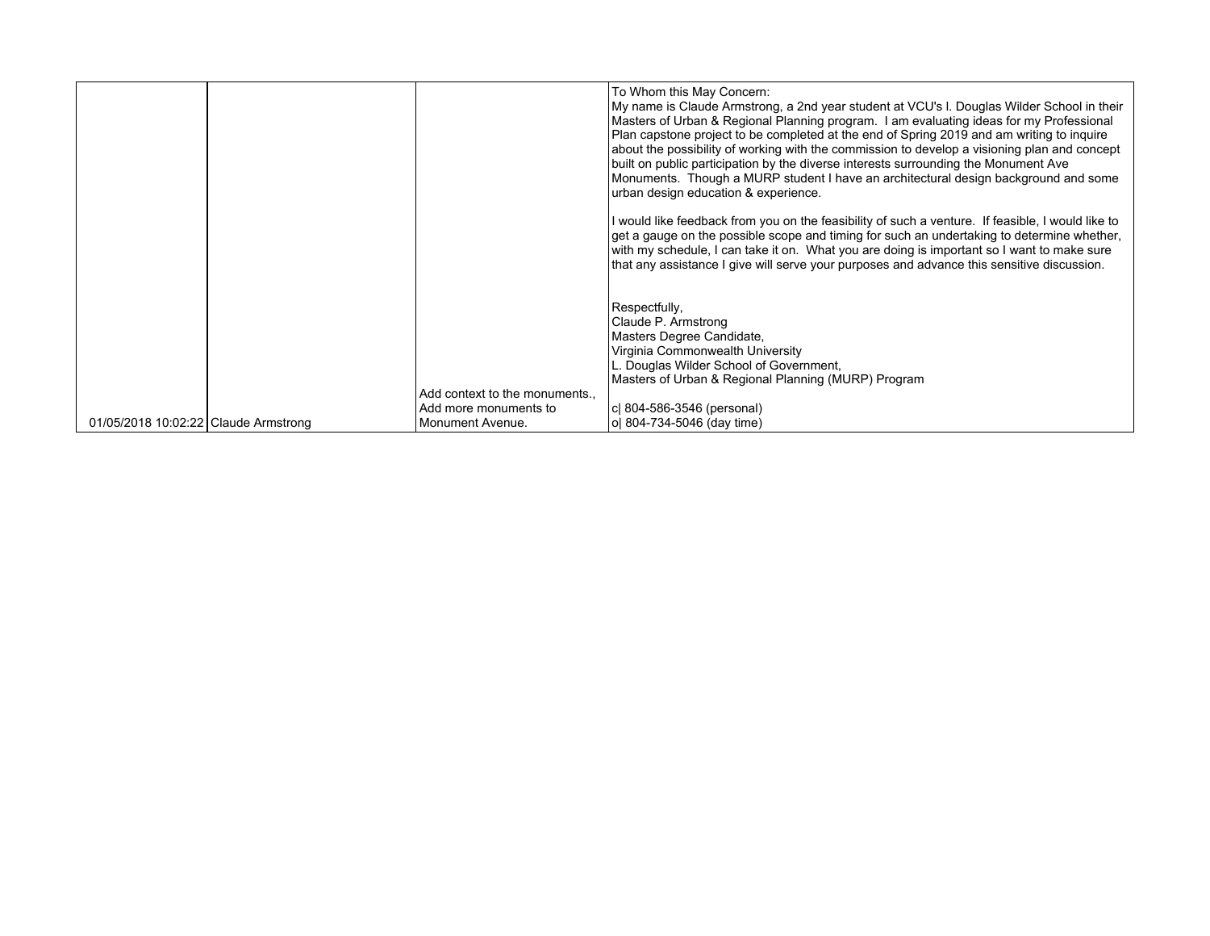| | | | |
|---|---|---|---|
| 01/05/2018 10:02:22 | Claude Armstrong | Add context to the monuments., Add more monuments to Monument Avenue. | To Whom this May Concern:<br>My name is Claude Armstrong, a 2nd year student at VCU's l. Douglas Wilder School in their Masters of Urban & Regional Planning program. I am evaluating ideas for my Professional Plan capstone project to be completed at the end of Spring 2019 and am writing to inquire about the possibility of working with the commission to develop a visioning plan and concept built on public participation by the diverse interests surrounding the Monument Ave Monuments. Though a MURP student I have an architectural design background and some urban design education & experience.<br><br>I would like feedback from you on the feasibility of such a venture. If feasible, I would like to get a gauge on the possible scope and timing for such an undertaking to determine whether, with my schedule, I can take it on. What you are doing is important so I want to make sure that any assistance I give will serve your purposes and advance this sensitive discussion.<br><br>Respectfully,<br>Claude P. Armstrong<br>Masters Degree Candidate,<br>Virginia Commonwealth University<br>L. Douglas Wilder School of Government,<br>Masters of Urban & Regional Planning (MURP) Program<br><br>c\| 804-586-3546 (personal)<br>o\| 804-734-5046 (day time) |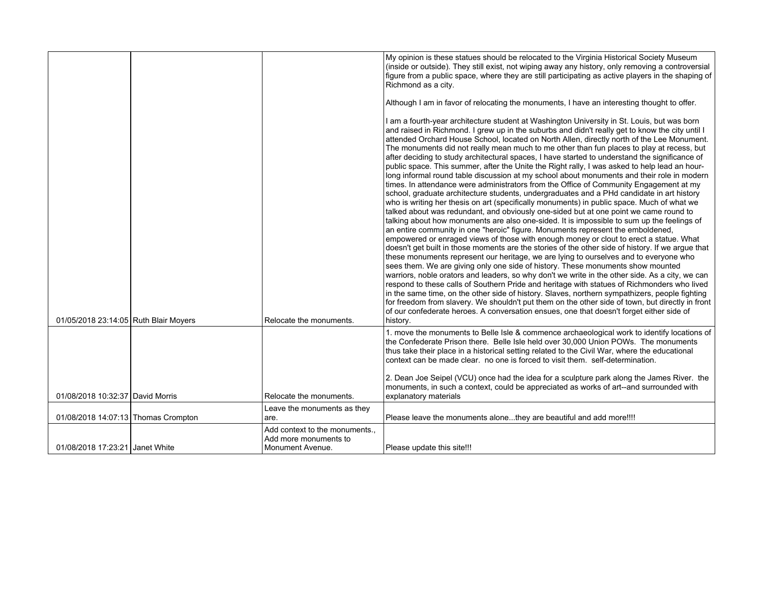| | | | |
|---|---|---|---|
| 01/05/2018 23:14:05 | Ruth Blair Moyers | Relocate the monuments. | My opinion is these statues should be relocated to the Virginia Historical Society Museum (inside or outside). They still exist, not wiping away any history, only removing a controversial figure from a public space, where they are still participating as active players in the shaping of Richmond as a city.<br><br>Although I am in favor of relocating the monuments, I have an interesting thought to offer.<br><br>I am a fourth-year architecture student at Washington University in St. Louis, but was born and raised in Richmond. I grew up in the suburbs and didn't really get to know the city until I attended Orchard House School, located on North Allen, directly north of the Lee Monument. The monuments did not really mean much to me other than fun places to play at recess, but after deciding to study architectural spaces, I have started to understand the significance of public space. This summer, after the Unite the Right rally, I was asked to help lead an hour-long informal round table discussion at my school about monuments and their role in modern times. In attendance were administrators from the Office of Community Engagement at my school, graduate architecture students, undergraduates and a PHd candidate in art history who is writing her thesis on art (specifically monuments) in public space. Much of what we talked about was redundant, and obviously one-sided but at one point we came round to talking about how monuments are also one-sided. It is impossible to sum up the feelings of an entire community in one "heroic" figure. Monuments represent the emboldened, empowered or enraged views of those with enough money or clout to erect a statue. What doesn't get built in those moments are the stories of the other side of history. If we argue that these monuments represent our heritage, we are lying to ourselves and to everyone who sees them. We are giving only one side of history. These monuments show mounted warriors, noble orators and leaders, so why don't we write in the other side. As a city, we can respond to these calls of Southern Pride and heritage with statues of Richmonders who lived in the same time, on the other side of history. Slaves, northern sympathizers, people fighting for freedom from slavery. We shouldn't put them on the other side of town, but directly in front of our confederate heroes. A conversation ensues, one that doesn't forget either side of history. |
| 01/08/2018 10:32:37 | David Morris | Relocate the monuments. | 1. move the monuments to Belle Isle & commence archaeological work to identify locations of the Confederate Prison there. Belle Isle held over 30,000 Union POWs. The monuments thus take their place in a historical setting related to the Civil War, where the educational context can be made clear. no one is forced to visit them. self-determination.<br><br>2. Dean Joe Seipel (VCU) once had the idea for a sculpture park along the James River. the monuments, in such a context, could be appreciated as works of art--and surrounded with explanatory materials |
| 01/08/2018 14:07:13 | Thomas Crompton | Leave the monuments as they are. | Please leave the monuments alone...they are beautiful and add more!!!! |
| 01/08/2018 17:23:21 | Janet White | Add context to the monuments., Add more monuments to Monument Avenue. | Please update this site!!! |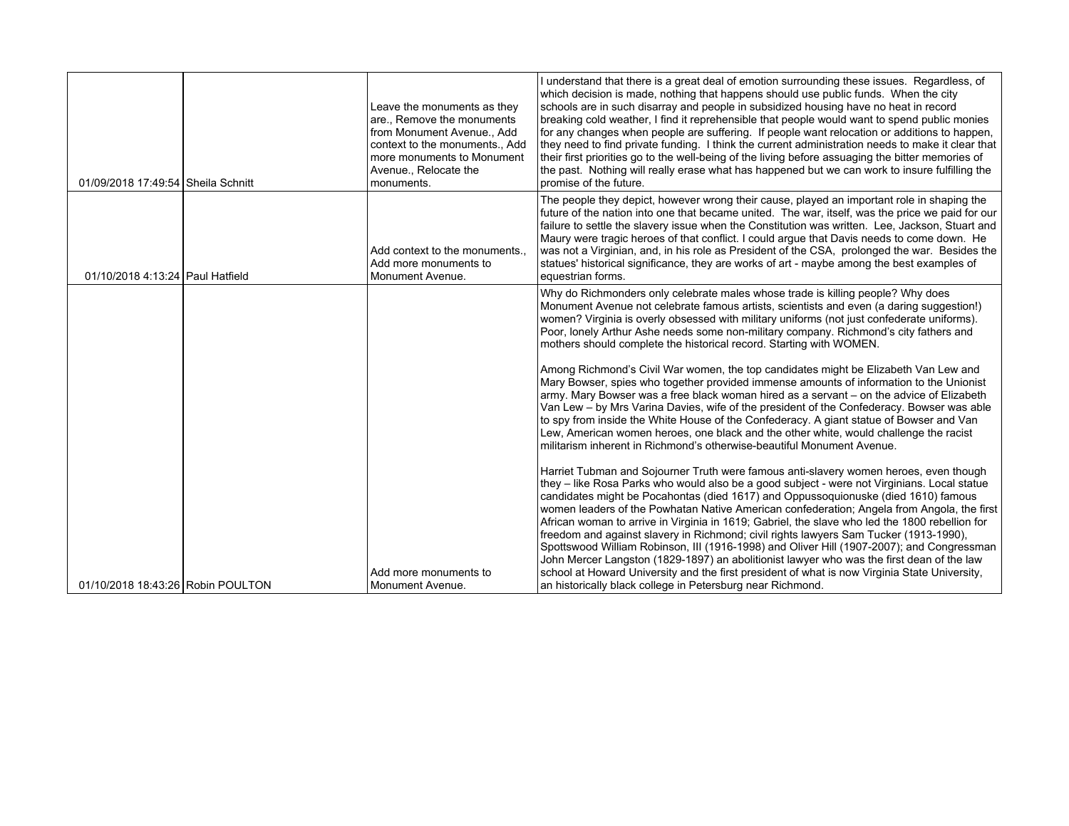| | | | |
|---|---|---|---|
| 01/09/2018 17:49:54 | Sheila Schnitt | Leave the monuments as they are., Remove the monuments from Monument Avenue., Add context to the monuments., Add more monuments to Monument Avenue., Relocate the monuments. | I understand that there is a great deal of emotion surrounding these issues. Regardless, of which decision is made, nothing that happens should use public funds. When the city schools are in such disarray and people in subsidized housing have no heat in record breaking cold weather, I find it reprehensible that people would want to spend public monies for any changes when people are suffering. If people want relocation or additions to happen, they need to find private funding. I think the current administration needs to make it clear that their first priorities go to the well-being of the living before assuaging the bitter memories of the past. Nothing will really erase what has happened but we can work to insure fulfilling the promise of the future. |
| 01/10/2018 4:13:24 | Paul Hatfield | Add context to the monuments., Add more monuments to Monument Avenue. | The people they depict, however wrong their cause, played an important role in shaping the future of the nation into one that became united. The war, itself, was the price we paid for our failure to settle the slavery issue when the Constitution was written. Lee, Jackson, Stuart and Maury were tragic heroes of that conflict. I could argue that Davis needs to come down. He was not a Virginian, and, in his role as President of the CSA, prolonged the war. Besides the statues' historical significance, they are works of art - maybe among the best examples of equestrian forms. |
| 01/10/2018 18:43:26 | Robin POULTON | Add more monuments to Monument Avenue. | Why do Richmonders only celebrate males whose trade is killing people? Why does Monument Avenue not celebrate famous artists, scientists and even (a daring suggestion!) women? Virginia is overly obsessed with military uniforms (not just confederate uniforms). Poor, lonely Arthur Ashe needs some non-military company. Richmond's city fathers and mothers should complete the historical record. Starting with WOMEN.<br><br>Among Richmond's Civil War women, the top candidates might be Elizabeth Van Lew and Mary Bowser, spies who together provided immense amounts of information to the Unionist army. Mary Bowser was a free black woman hired as a servant – on the advice of Elizabeth Van Lew – by Mrs Varina Davies, wife of the president of the Confederacy. Bowser was able to spy from inside the White House of the Confederacy. A giant statue of Bowser and Van Lew, American women heroes, one black and the other white, would challenge the racist militarism inherent in Richmond's otherwise-beautiful Monument Avenue.<br><br>Harriet Tubman and Sojourner Truth were famous anti-slavery women heroes, even though they – like Rosa Parks who would also be a good subject - were not Virginians. Local statue candidates might be Pocahontas (died 1617) and Oppussoquionuske (died 1610) famous women leaders of the Powhatan Native American confederation; Angela from Angola, the first African woman to arrive in Virginia in 1619; Gabriel, the slave who led the 1800 rebellion for freedom and against slavery in Richmond; civil rights lawyers Sam Tucker (1913-1990), Spottswood William Robinson, III (1916-1998) and Oliver Hill (1907-2007); and Congressman John Mercer Langston (1829-1897) an abolitionist lawyer who was the first dean of the law school at Howard University and the first president of what is now Virginia State University, an historically black college in Petersburg near Richmond. |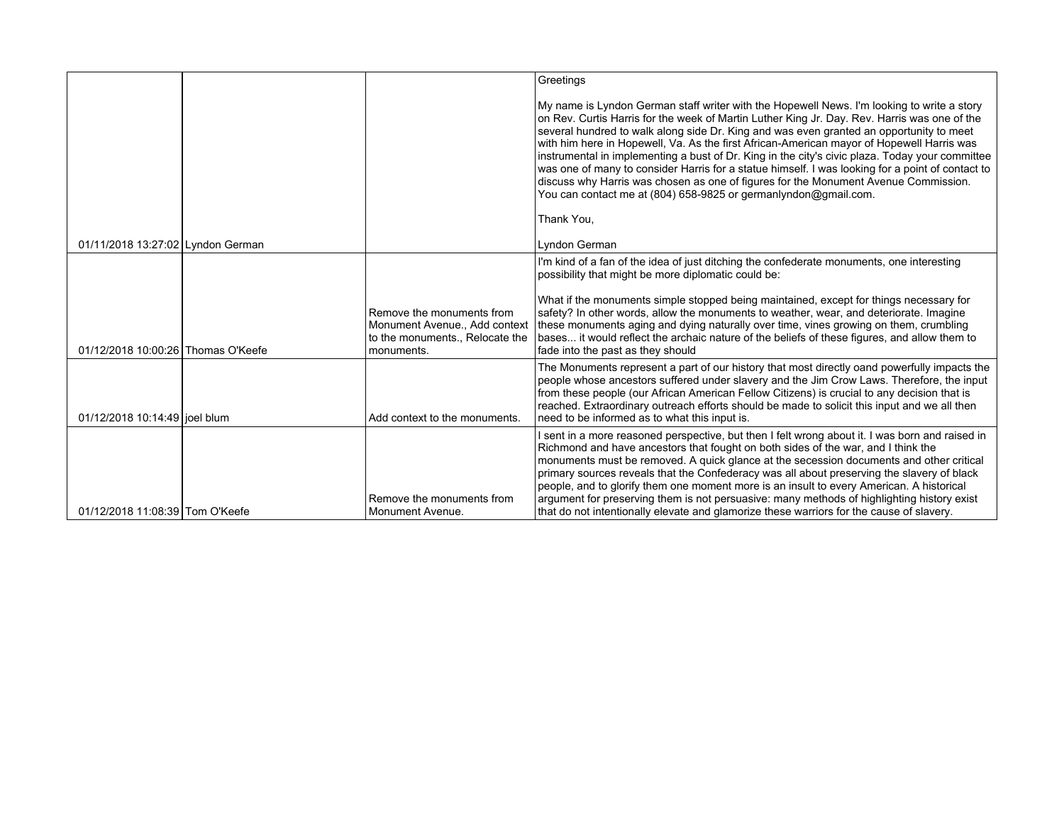| | | | |
|---|---|---|---|
| 01/11/2018 13:27:02 | Lyndon German | | Greetings<br><br>My name is Lyndon German staff writer with the Hopewell News. I'm looking to write a story on Rev. Curtis Harris for the week of Martin Luther King Jr. Day. Rev. Harris was one of the several hundred to walk along side Dr. King and was even granted an opportunity to meet with him here in Hopewell, Va. As the first African-American mayor of Hopewell Harris was instrumental in implementing a bust of Dr. King in the city's civic plaza. Today your committee was one of many to consider Harris for a statue himself. I was looking for a point of contact to discuss why Harris was chosen as one of figures for the Monument Avenue Commission. You can contact me at (804) 658-9825 or germanlyndon@gmail.com.<br><br>Thank You,<br><br>Lyndon German |
| 01/12/2018 10:00:26 | Thomas O'Keefe | Remove the monuments from Monument Avenue., Add context to the monuments., Relocate the monuments. | I'm kind of a fan of the idea of just ditching the confederate monuments, one interesting possibility that might be more diplomatic could be:<br><br>What if the monuments simple stopped being maintained, except for things necessary for safety? In other words, allow the monuments to weather, wear, and deteriorate. Imagine these monuments aging and dying naturally over time, vines growing on them, crumbling bases... it would reflect the archaic nature of the beliefs of these figures, and allow them to fade into the past as they should |
| 01/12/2018 10:14:49 | joel blum | Add context to the monuments. | The Monuments represent a part of our history that most directly oand powerfully impacts the people whose ancestors suffered under slavery and the Jim Crow Laws. Therefore, the input from these people (our African American Fellow Citizens) is crucial to any decision that is reached. Extraordinary outreach efforts should be made to solicit this input and we all then need to be informed as to what this input is. |
| 01/12/2018 11:08:39 | Tom O'Keefe | Remove the monuments from Monument Avenue. | I sent in a more reasoned perspective, but then I felt wrong about it. I was born and raised in Richmond and have ancestors that fought on both sides of the war, and I think the monuments must be removed. A quick glance at the secession documents and other critical primary sources reveals that the Confederacy was all about preserving the slavery of black people, and to glorify them one moment more is an insult to every American. A historical argument for preserving them is not persuasive: many methods of highlighting history exist that do not intentionally elevate and glamorize these warriors for the cause of slavery. |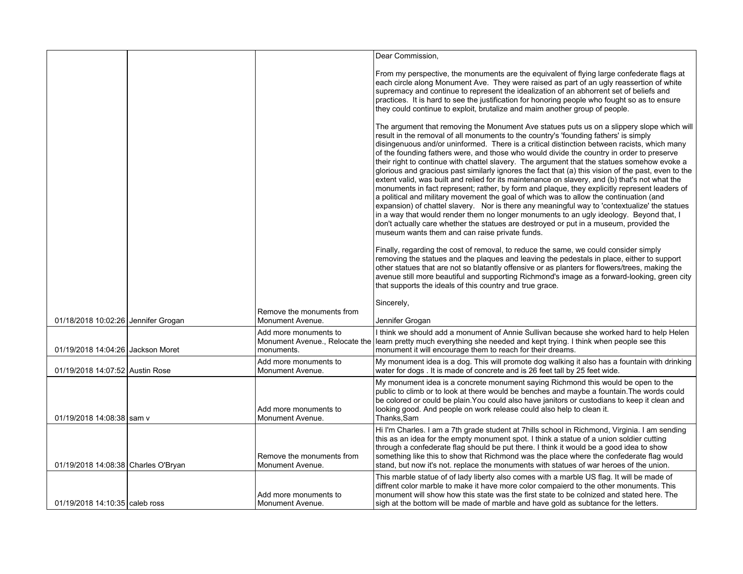| | | | |
|---|---|---|---|
| 01/18/2018 10:02:26 | Jennifer Grogan | Remove the monuments from Monument Avenue. | Dear Commission,<br><br>From my perspective, the monuments are the equivalent of flying large confederate flags at each circle along Monument Ave. They were raised as part of an ugly reassertion of white supremacy and continue to represent the idealization of an abhorrent set of beliefs and practices. It is hard to see the justification for honoring people who fought so as to ensure they could continue to exploit, brutalize and maim another group of people.<br><br>The argument that removing the Monument Ave statues puts us on a slippery slope which will result in the removal of all monuments to the country's 'founding fathers' is simply disingenuous and/or uninformed. There is a critical distinction between racists, which many of the founding fathers were, and those who would divide the country in order to preserve their right to continue with chattel slavery. The argument that the statues somehow evoke a glorious and gracious past similarly ignores the fact that (a) this vision of the past, even to the extent valid, was built and relied for its maintenance on slavery, and (b) that's not what the monuments in fact represent; rather, by form and plaque, they explicitly represent leaders of a political and military movement the goal of which was to allow the continuation (and expansion) of chattel slavery. Nor is there any meaningful way to 'contextualize' the statues in a way that would render them no longer monuments to an ugly ideology. Beyond that, I don't actually care whether the statues are destroyed or put in a museum, provided the museum wants them and can raise private funds.<br><br>Finally, regarding the cost of removal, to reduce the same, we could consider simply removing the statues and the plaques and leaving the pedestals in place, either to support other statues that are not so blatantly offensive or as planters for flowers/trees, making the avenue still more beautiful and supporting Richmond's image as a forward-looking, green city that supports the ideals of this country and true grace.<br><br>Sincerely,<br><br>Jennifer Grogan |
| 01/19/2018 14:04:26 | Jackson Moret | Add more monuments to Monument Avenue., Relocate the monuments. | I think we should add a monument of Annie Sullivan because she worked hard to help Helen learn pretty much everything she needed and kept trying. I think when people see this monument it will encourage them to reach for their dreams. |
| 01/19/2018 14:07:52 | Austin Rose | Add more monuments to Monument Avenue. | My monument idea is a dog. This will promote dog walking it also has a fountain with drinking water for dogs . It is made of concrete and is 26 feet tall by 25 feet wide. |
| 01/19/2018 14:08:38 | sam v | Add more monuments to Monument Avenue. | My monument idea is a concrete monument saying Richmond this would be open to the public to climb or to look at there would be benches and maybe a fountain.The words could be colored or could be plain.You could also have janitors or custodians to keep it clean and looking good. And people on work release could also help to clean it.<br>Thanks,Sam |
| 01/19/2018 14:08:38 | Charles O'Bryan | Remove the monuments from Monument Avenue. | Hi I'm Charles. I am a 7th grade student at 7hills school in Richmond, Virginia. I am sending this as an idea for the empty monument spot. I think a statue of a union soldier cutting through a confederate flag should be put there. I think it would be a good idea to show something like this to show that Richmond was the place where the confederate flag would stand, but now it's not. replace the monuments with statues of war heroes of the union. |
| 01/19/2018 14:10:35 | caleb ross | Add more monuments to Monument Avenue. | This marble statue of of lady liberty also comes with a marble US flag. It will be made of diffrent color marble to make it have more color compaierd to the other monuments. This monument will show how this state was the first state to be colnized and stated here. The sigh at the bottom will be made of marble and have gold as subtance for the letters. |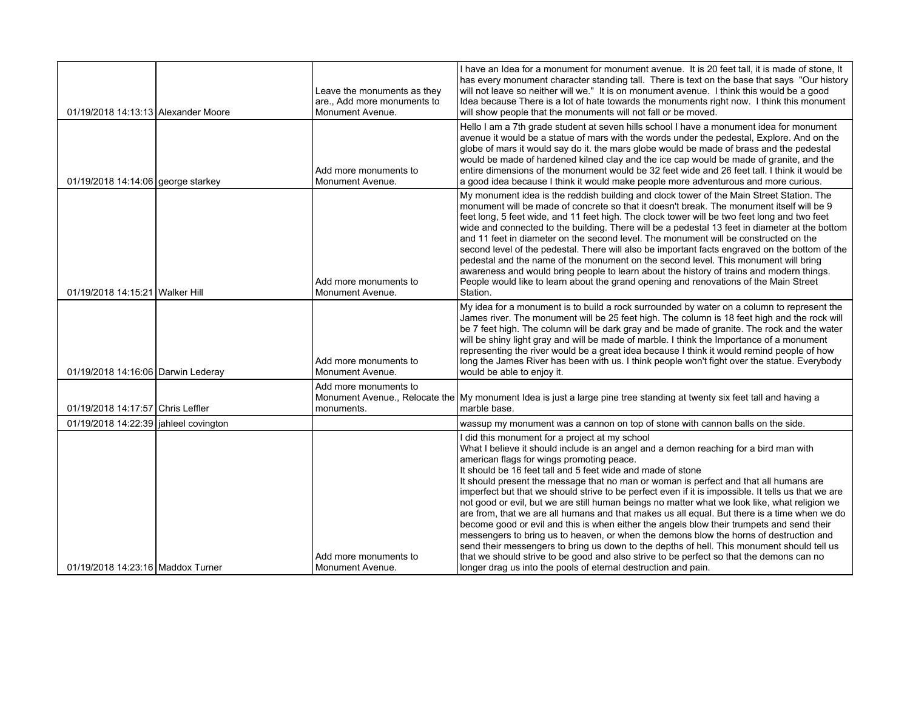| | | | |
|---|---|---|---|
| 01/19/2018 14:13:13 | Alexander Moore | Leave the monuments as they are., Add more monuments to Monument Avenue. | I have an Idea for a monument for monument avenue. It is 20 feet tall, it is made of stone, It has every monument character standing tall. There is text on the base that says "Our history will not leave so neither will we." It is on monument avenue. I think this would be a good Idea because There is a lot of hate towards the monuments right now. I think this monument will show people that the monuments will not fall or be moved. |
| 01/19/2018 14:14:06 | george starkey | Add more monuments to Monument Avenue. | Hello I am a 7th grade student at seven hills school I have a monument idea for monument avenue it would be a statue of mars with the words under the pedestal, Explore. And on the globe of mars it would say do it. the mars globe would be made of brass and the pedestal would be made of hardened kilned clay and the ice cap would be made of granite, and the entire dimensions of the monument would be 32 feet wide and 26 feet tall. I think it would be a good idea because I think it would make people more adventurous and more curious. |
| 01/19/2018 14:15:21 | Walker Hill | Add more monuments to Monument Avenue. | My monument idea is the reddish building and clock tower of the Main Street Station. The monument will be made of concrete so that it doesn't break. The monument itself will be 9 feet long, 5 feet wide, and 11 feet high. The clock tower will be two feet long and two feet wide and connected to the building. There will be a pedestal 13 feet in diameter at the bottom and 11 feet in diameter on the second level. The monument will be constructed on the second level of the pedestal. There will also be important facts engraved on the bottom of the pedestal and the name of the monument on the second level. This monument will bring awareness and would bring people to learn about the history of trains and modern things. People would like to learn about the grand opening and renovations of the Main Street Station. |
| 01/19/2018 14:16:06 | Darwin Lederay | Add more monuments to Monument Avenue. | My idea for a monument is to build a rock surrounded by water on a column to represent the James river. The monument will be 25 feet high. The column is 18 feet high and the rock will be 7 feet high. The column will be dark gray and be made of granite. The rock and the water will be shiny light gray and will be made of marble. I think the Importance of a monument representing the river would be a great idea because I think it would remind people of how long the James River has been with us. I think people won't fight over the statue. Everybody would be able to enjoy it. |
| 01/19/2018 14:17:57 | Chris Leffler | Add more monuments to Monument Avenue., Relocate the monuments. | My monument Idea is just a large pine tree standing at twenty six feet tall and having a marble base. |
| 01/19/2018 14:22:39 | jahleel covington | | wassup my monument was a cannon on top of stone with cannon balls on the side. |
| 01/19/2018 14:23:16 | Maddox Turner | Add more monuments to Monument Avenue. | I did this monument for a project at my school<br>What I believe it should include is an angel and a demon reaching for a bird man with american flags for wings promoting peace.<br>It should be 16 feet tall and 5 feet wide and made of stone<br>It should present the message that no man or woman is perfect and that all humans are imperfect but that we should strive to be perfect even if it is impossible. It tells us that we are not good or evil, but we are still human beings no matter what we look like, what religion we are from, that we are all humans and that makes us all equal. But there is a time when we do become good or evil and this is when either the angels blow their trumpets and send their messengers to bring us to heaven, or when the demons blow the horns of destruction and send their messengers to bring us down to the depths of hell. This monument should tell us that we should strive to be good and also strive to be perfect so that the demons can no longer drag us into the pools of eternal destruction and pain. |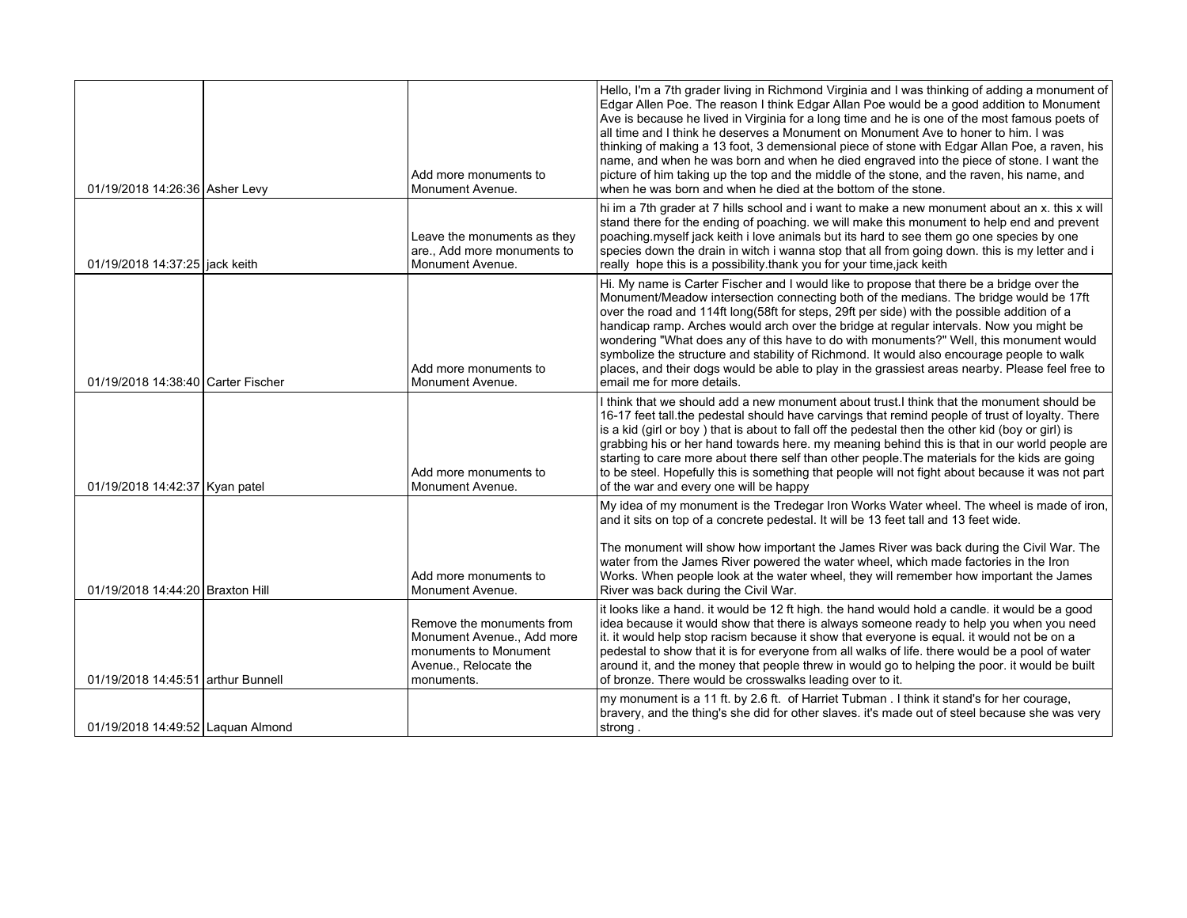| | | | |
|---|---|---|---|
| 01/19/2018 14:26:36 | Asher Levy | Add more monuments to Monument Avenue. | Hello, I'm a 7th grader living in Richmond Virginia and I was thinking of adding a monument of Edgar Allen Poe. The reason I think Edgar Allan Poe would be a good addition to Monument Ave is because he lived in Virginia for a long time and he is one of the most famous poets of all time and I think he deserves a Monument on Monument Ave to honer to him. I was thinking of making a 13 foot, 3 demensional piece of stone with Edgar Allan Poe, a raven, his name, and when he was born and when he died engraved into the piece of stone. I want the picture of him taking up the top and the middle of the stone, and the raven, his name, and when he was born and when he died at the bottom of the stone. |
| 01/19/2018 14:37:25 | jack keith | Leave the monuments as they are., Add more monuments to Monument Avenue. | hi im a 7th grader at 7 hills school and i want to make a new monument about an x. this x will stand there for the ending of poaching. we will make this monument to help end and prevent poaching.myself jack keith i love animals but its hard to see them go one species by one species down the drain in witch i wanna stop that all from going down. this is my letter and i really hope this is a possibility.thank you for your time,jack keith |
| 01/19/2018 14:38:40 | Carter Fischer | Add more monuments to Monument Avenue. | Hi. My name is Carter Fischer and I would like to propose that there be a bridge over the Monument/Meadow intersection connecting both of the medians. The bridge would be 17ft over the road and 114ft long(58ft for steps, 29ft per side) with the possible addition of a handicap ramp. Arches would arch over the bridge at regular intervals. Now you might be wondering "What does any of this have to do with monuments?" Well, this monument would symbolize the structure and stability of Richmond. It would also encourage people to walk places, and their dogs would be able to play in the grassiest areas nearby. Please feel free to email me for more details. |
| 01/19/2018 14:42:37 | Kyan patel | Add more monuments to Monument Avenue. | I think that we should add a new monument about trust.I think that the monument should be 16-17 feet tall.the pedestal should have carvings that remind people of trust of loyalty. There is a kid (girl or boy ) that is about to fall off the pedestal then the other kid (boy or girl) is grabbing his or her hand towards here. my meaning behind this is that in our world people are starting to care more about there self than other people.The materials for the kids are going to be steel. Hopefully this is something that people will not fight about because it was not part of the war and every one will be happy |
| 01/19/2018 14:44:20 | Braxton Hill | Add more monuments to Monument Avenue. | My idea of my monument is the Tredegar Iron Works Water wheel. The wheel is made of iron, and it sits on top of a concrete pedestal. It will be 13 feet tall and 13 feet wide.<br><br>The monument will show how important the James River was back during the Civil War. The water from the James River powered the water wheel, which made factories in the Iron Works. When people look at the water wheel, they will remember how important the James River was back during the Civil War. |
| 01/19/2018 14:45:51 | arthur Bunnell | Remove the monuments from Monument Avenue., Add more monuments to Monument Avenue., Relocate the monuments. | it looks like a hand. it would be 12 ft high. the hand would hold a candle. it would be a good idea because it would show that there is always someone ready to help you when you need it. it would help stop racism because it show that everyone is equal. it would not be on a pedestal to show that it is for everyone from all walks of life. there would be a pool of water around it, and the money that people threw in would go to helping the poor. it would be built of bronze. There would be crosswalks leading over to it. |
| 01/19/2018 14:49:52 | Laquan Almond | | my monument is a 11 ft. by 2.6 ft. of Harriet Tubman . I think it stand's for her courage, bravery, and the thing's she did for other slaves. it's made out of steel because she was very strong . |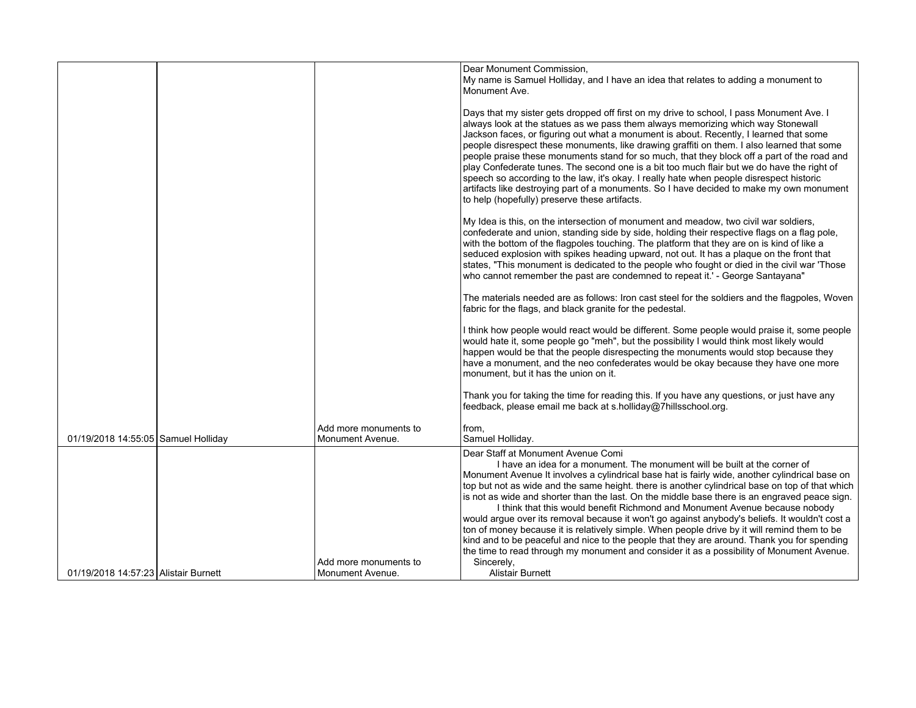| | | | |
|---|---|---|---|
| 01/19/2018 14:55:05 | Samuel Holliday | Add more monuments to Monument Avenue. | Dear Monument Commission,<br>My name is Samuel Holliday, and I have an idea that relates to adding a monument to Monument Ave.<br><br>Days that my sister gets dropped off first on my drive to school, I pass Monument Ave. I always look at the statues as we pass them always memorizing which way Stonewall Jackson faces, or figuring out what a monument is about. Recently, I learned that some people disrespect these monuments, like drawing graffiti on them. I also learned that some people praise these monuments stand for so much, that they block off a part of the road and play Confederate tunes. The second one is a bit too much flair but we do have the right of speech so according to the law, it's okay. I really hate when people disrespect historic artifacts like destroying part of a monuments. So I have decided to make my own monument to help (hopefully) preserve these artifacts.<br><br>My Idea is this, on the intersection of monument and meadow, two civil war soldiers, confederate and union, standing side by side, holding their respective flags on a flag pole, with the bottom of the flagpoles touching. The platform that they are on is kind of like a seduced explosion with spikes heading upward, not out. It has a plaque on the front that states, "This monument is dedicated to the people who fought or died in the civil war 'Those who cannot remember the past are condemned to repeat it.' - George Santayana"<br><br>The materials needed are as follows: Iron cast steel for the soldiers and the flagpoles, Woven fabric for the flags, and black granite for the pedestal.<br><br>I think how people would react would be different. Some people would praise it, some people would hate it, some people go "meh", but the possibility I would think most likely would happen would be that the people disrespecting the monuments would stop because they have a monument, and the neo confederates would be okay because they have one more monument, but it has the union on it.<br><br>Thank you for taking the time for reading this. If you have any questions, or just have any feedback, please email me back at s.holliday@7hillsschool.org.<br><br>from,<br>Samuel Holliday. |
| 01/19/2018 14:57:23 | Alistair Burnett | Add more monuments to Monument Avenue. | Dear Staff at Monument Avenue Comi<br>I have an idea for a monument. The monument will be built at the corner of Monument Avenue It involves a cylindrical base hat is fairly wide, another cylindrical base on top but not as wide and the same height. there is another cylindrical base on top of that which is not as wide and shorter than the last. On the middle base there is an engraved peace sign.<br>I think that this would benefit Richmond and Monument Avenue because nobody would argue over its removal because it won't go against anybody's beliefs. It wouldn't cost a ton of money because it is relatively simple. When people drive by it will remind them to be kind and to be peaceful and nice to the people that they are around. Thank you for spending the time to read through my monument and consider it as a possibility of Monument Avenue.<br>Sincerely,<br>Alistair Burnett |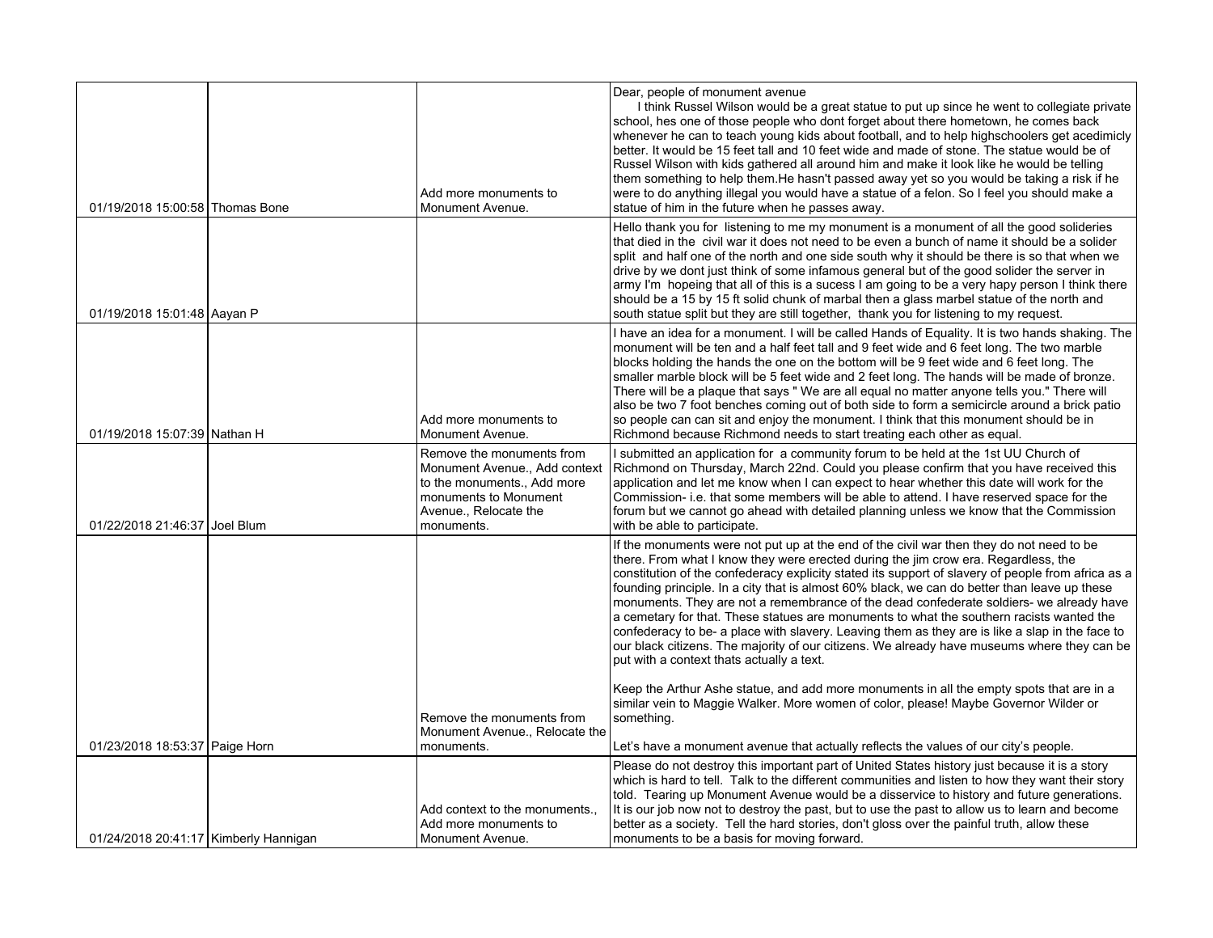| | | | |
|---|---|---|---|
| 01/19/2018 15:00:58 | Thomas Bone | Add more monuments to Monument Avenue. | Dear, people of monument avenue<br>I think Russel Wilson would be a great statue to put up since he went to collegiate private school, hes one of those people who dont forget about there hometown, he comes back whenever he can to teach young kids about football, and to help highschoolers get acedimicly better. It would be 15 feet tall and 10 feet wide and made of stone. The statue would be of Russel Wilson with kids gathered all around him and make it look like he would be telling them something to help them.He hasn't passed away yet so you would be taking a risk if he were to do anything illegal you would have a statue of a felon. So I feel you should make a statue of him in the future when he passes away. |
| 01/19/2018 15:01:48 | Aayan P | | Hello thank you for listening to me my monument is a monument of all the good solideries that died in the civil war it does not need to be even a bunch of name it should be a solider split and half one of the north and one side south why it should be there is so that when we drive by we dont just think of some infamous general but of the good solider the server in army I'm hopeing that all of this is a sucess I am going to be a very hapy person I think there should be a 15 by 15 ft solid chunk of marbal then a glass marbel statue of the north and south statue split but they are still together, thank you for listening to my request. |
| 01/19/2018 15:07:39 | Nathan H | Add more monuments to Monument Avenue. | I have an idea for a monument. I will be called Hands of Equality. It is two hands shaking. The monument will be ten and a half feet tall and 9 feet wide and 6 feet long. The two marble blocks holding the hands the one on the bottom will be 9 feet wide and 6 feet long. The smaller marble block will be 5 feet wide and 2 feet long. The hands will be made of bronze. There will be a plaque that says " We are all equal no matter anyone tells you." There will also be two 7 foot benches coming out of both side to form a semicircle around a brick patio so people can can sit and enjoy the monument. I think that this monument should be in Richmond because Richmond needs to start treating each other as equal. |
| 01/22/2018 21:46:37 | Joel Blum | Remove the monuments from Monument Avenue., Add context to the monuments., Add more monuments to Monument Avenue., Relocate the monuments. | I submitted an application for a community forum to be held at the 1st UU Church of Richmond on Thursday, March 22nd. Could you please confirm that you have received this application and let me know when I can expect to hear whether this date will work for the Commission- i.e. that some members will be able to attend. I have reserved space for the forum but we cannot go ahead with detailed planning unless we know that the Commission with be able to participate. |
| 01/23/2018 18:53:37 | Paige Horn | Remove the monuments from Monument Avenue., Relocate the monuments. | If the monuments were not put up at the end of the civil war then they do not need to be there. From what I know they were erected during the jim crow era. Regardless, the constitution of the confederacy explicity stated its support of slavery of people from africa as a founding principle. In a city that is almost 60% black, we can do better than leave up these monuments. They are not a remembrance of the dead confederate soldiers- we already have a cemetary for that. These statues are monuments to what the southern racists wanted the confederacy to be- a place with slavery. Leaving them as they are is like a slap in the face to our black citizens. The majority of our citizens. We already have museums where they can be put with a context thats actually a text.<br><br>Keep the Arthur Ashe statue, and add more monuments in all the empty spots that are in a similar vein to Maggie Walker. More women of color, please! Maybe Governor Wilder or something.<br><br>Let's have a monument avenue that actually reflects the values of our city's people. |
| 01/24/2018 20:41:17 | Kimberly Hannigan | Add context to the monuments., Add more monuments to Monument Avenue. | Please do not destroy this important part of United States history just because it is a story which is hard to tell. Talk to the different communities and listen to how they want their story told. Tearing up Monument Avenue would be a disservice to history and future generations. It is our job now not to destroy the past, but to use the past to allow us to learn and become better as a society. Tell the hard stories, don't gloss over the painful truth, allow these monuments to be a basis for moving forward. |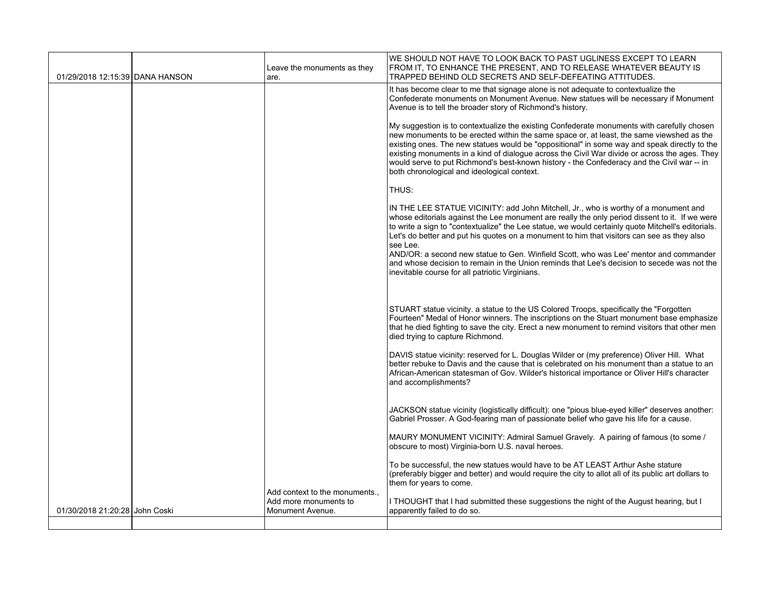| | | | |
|---|---|---|---|
| 01/29/2018 12:15:39 | DANA HANSON | Leave the monuments as they are. | WE SHOULD NOT HAVE TO LOOK BACK TO PAST UGLINESS EXCEPT TO LEARN FROM IT, TO ENHANCE THE PRESENT, AND TO RELEASE WHATEVER BEAUTY IS TRAPPED BEHIND OLD SECRETS AND SELF-DEFEATING ATTITUDES. |
| 01/30/2018 21:20:28 | John Coski | Add context to the monuments., Add more monuments to Monument Avenue. | It has become clear to me that signage alone is not adequate to contextualize the Confederate monuments on Monument Avenue. New statues will be necessary if Monument Avenue is to tell the broader story of Richmond's history.<br><br>My suggestion is to contextualize the existing Confederate monuments with carefully chosen new monuments to be erected within the same space or, at least, the same viewshed as the existing ones. The new statues would be "oppositional" in some way and speak directly to the existing monuments in a kind of dialogue across the Civil War divide or across the ages. They would serve to put Richmond's best-known history - the Confederacy and the Civil war -- in both chronological and ideological context.<br><br>THUS:<br><br>IN THE LEE STATUE VICINITY: add John Mitchell, Jr., who is worthy of a monument and whose editorials against the Lee monument are really the only period dissent to it. If we were to write a sign to "contextualize" the Lee statue, we would certainly quote Mitchell's editorials. Let's do better and put his quotes on a monument to him that visitors can see as they also see Lee.<br>AND/OR: a second new statue to Gen. Winfield Scott, who was Lee' mentor and commander and whose decision to remain in the Union reminds that Lee's decision to secede was not the inevitable course for all patriotic Virginians.<br><br>STUART statue vicinity. a statue to the US Colored Troops, specifically the "Forgotten Fourteen" Medal of Honor winners. The inscriptions on the Stuart monument base emphasize that he died fighting to save the city. Erect a new monument to remind visitors that other men died trying to capture Richmond.<br><br>DAVIS statue vicinity: reserved for L. Douglas Wilder or (my preference) Oliver Hill. What better rebuke to Davis and the cause that is celebrated on his monument than a statue to an African-American statesman of Gov. Wilder's historical importance or Oliver Hill's character and accomplishments?<br><br>JACKSON statue vicinity (logistically difficult): one "pious blue-eyed killer" deserves another: Gabriel Prosser. A God-fearing man of passionate belief who gave his life for a cause.<br><br>MAURY MONUMENT VICINITY: Admiral Samuel Gravely. A pairing of famous (to some / obscure to most) Virginia-born U.S. naval heroes.<br><br>To be successful, the new statues would have to be AT LEAST Arthur Ashe stature (preferably bigger and better) and would require the city to allot all of its public art dollars to them for years to come.<br><br>I THOUGHT that I had submitted these suggestions the night of the August hearing, but I apparently failed to do so. |
| | | | |